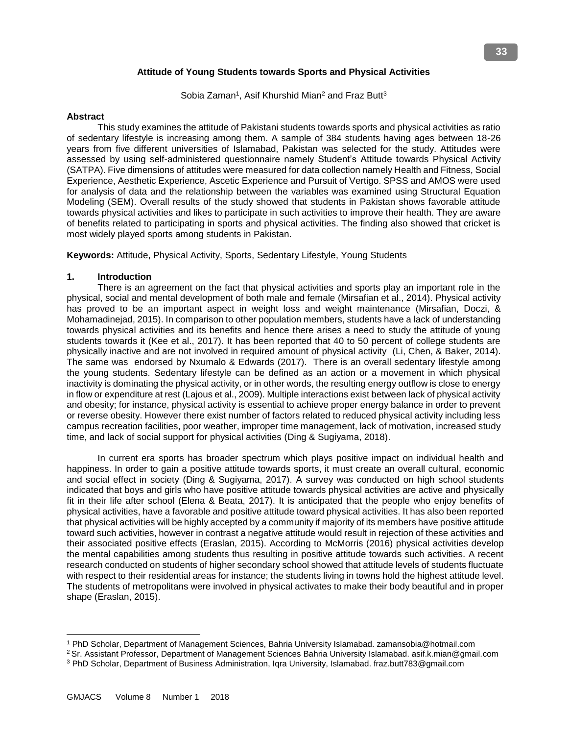# Attitude of Young Students towards Sports and Physical Activities

Sobia Zaman[1], Asif Khurshid Mian[2] and Fraz Butt[3]

## Abstract

This study examines the attitude of Pakistani students towards sports and physical activities as ratio of sedentary lifestyle is increasing among them. A sample of 384 students having ages between 18-26 years from five different universities of Islamabad, Pakistan was selected for the study. Attitudes were assessed by using self-administered questionnaire namely Student's Attitude towards Physical Activity (SATPA). Five dimensions of attitudes were measured for data collection namely Health and Fitness, Social Experience, Aesthetic Experience, Ascetic Experience and Pursuit of Vertigo. SPSS and AMOS were used for analysis of data and the relationship between the variables was examined using Structural Equation Modeling (SEM). Overall results of the study showed that students in Pakistan shows favorable attitude towards physical activities and likes to participate in such activities to improve their health. They are aware of benefits related to participating in sports and physical activities. The finding also showed that cricket is most widely played sports among students in Pakistan.

**Keywords:** Attitude, Physical Activity, Sports, Sedentary Lifestyle, Young Students

## 1. Introduction

There is an agreement on the fact that physical activities and sports play an important role in the physical, social and mental development of both male and female (Mirsafian et al., 2014). Physical activity has proved to be an important aspect in weight loss and weight maintenance (Mirsafian, Doczi, & Mohamadinejad, 2015). In comparison to other population members, students have a lack of understanding towards physical activities and its benefits and hence there arises a need to study the attitude of young students towards it (Kee et al., 2017). It has been reported that 40 to 50 percent of college students are physically inactive and are not involved in required amount of physical activity (Li, Chen, & Baker, 2014). The same was endorsed by Nxumalo & Edwards (2017). There is an overall sedentary lifestyle among the young students. Sedentary lifestyle can be defined as an action or a movement in which physical inactivity is dominating the physical activity, or in other words, the resulting energy outflow is close to energy in flow or expenditure at rest (Lajous et al., 2009). Multiple interactions exist between lack of physical activity and obesity; for instance, physical activity is essential to achieve proper energy balance in order to prevent or reverse obesity. However there exist number of factors related to reduced physical activity including less campus recreation facilities, poor weather, improper time management, lack of motivation, increased study time, and lack of social support for physical activities (Ding & Sugiyama, 2018).

In current era sports has broader spectrum which plays positive impact on individual health and happiness. In order to gain a positive attitude towards sports, it must create an overall cultural, economic and social effect in society (Ding & Sugiyama, 2017). A survey was conducted on high school students indicated that boys and girls who have positive attitude towards physical activities are active and physically fit in their life after school (Elena & Beata, 2017). It is anticipated that the people who enjoy benefits of physical activities, have a favorable and positive attitude toward physical activities. It has also been reported that physical activities will be highly accepted by a community if majority of its members have positive attitude toward such activities, however in contrast a negative attitude would result in rejection of these activities and their associated positive effects (Eraslan, 2015). According to McMorris (2016) physical activities develop the mental capabilities among students thus resulting in positive attitude towards such activities. A recent research conducted on students of higher secondary school showed that attitude levels of students fluctuate with respect to their residential areas for instance; the students living in towns hold the highest attitude level. The students of metropolitans were involved in physical activates to make their body beautiful and in proper shape (Eraslan, 2015).

---

[1] PhD Scholar, Department of Management Sciences, Bahria University Islamabad. zamansobia@hotmail.com

[2] Sr. Assistant Professor, Department of Management Sciences Bahria University Islamabad. asif.k.mian@gmail.com

[3] PhD Scholar, Department of Business Administration, Iqra University, Islamabad. fraz.butt783@gmail.com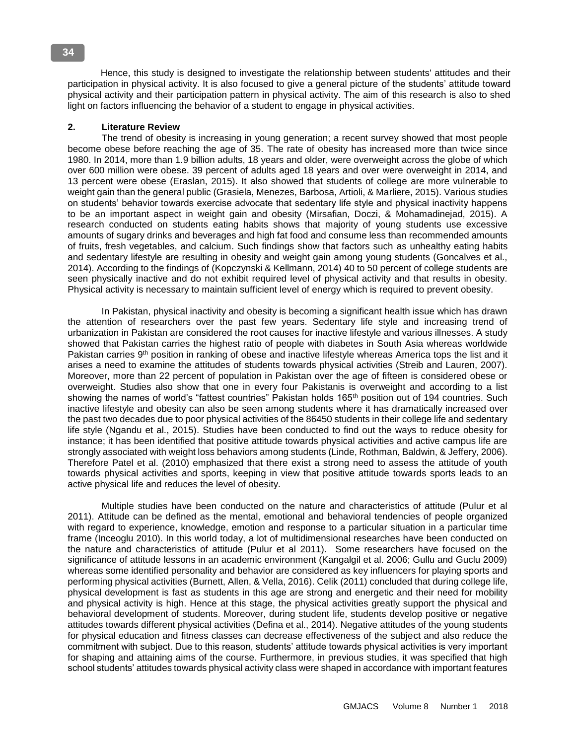Hence, this study is designed to investigate the relationship between students' attitudes and their participation in physical activity. It is also focused to give a general picture of the students' attitude toward physical activity and their participation pattern in physical activity. The aim of this research is also to shed light on factors influencing the behavior of a student to engage in physical activities.

## 2. Literature Review

The trend of obesity is increasing in young generation; a recent survey showed that most people become obese before reaching the age of 35. The rate of obesity has increased more than twice since 1980. In 2014, more than 1.9 billion adults, 18 years and older, were overweight across the globe of which over 600 million were obese. 39 percent of adults aged 18 years and over were overweight in 2014, and 13 percent were obese (Eraslan, 2015). It also showed that students of college are more vulnerable to weight gain than the general public (Grasiela, Menezes, Barbosa, Artioli, & Marliere, 2015). Various studies on students' behavior towards exercise advocate that sedentary life style and physical inactivity happens to be an important aspect in weight gain and obesity (Mirsafian, Doczi, & Mohamadinejad, 2015). A research conducted on students eating habits shows that majority of young students use excessive amounts of sugary drinks and beverages and high fat food and consume less than recommended amounts of fruits, fresh vegetables, and calcium. Such findings show that factors such as unhealthy eating habits and sedentary lifestyle are resulting in obesity and weight gain among young students (Goncalves et al., 2014). According to the findings of (Kopczynski & Kellmann, 2014) 40 to 50 percent of college students are seen physically inactive and do not exhibit required level of physical activity and that results in obesity. Physical activity is necessary to maintain sufficient level of energy which is required to prevent obesity.

In Pakistan, physical inactivity and obesity is becoming a significant health issue which has drawn the attention of researchers over the past few years. Sedentary life style and increasing trend of urbanization in Pakistan are considered the root causes for inactive lifestyle and various illnesses. A study showed that Pakistan carries the highest ratio of people with diabetes in South Asia whereas worldwide Pakistan carries 9th position in ranking of obese and inactive lifestyle whereas America tops the list and it arises a need to examine the attitudes of students towards physical activities (Streib and Lauren, 2007). Moreover, more than 22 percent of population in Pakistan over the age of fifteen is considered obese or overweight. Studies also show that one in every four Pakistanis is overweight and according to a list showing the names of world's "fattest countries" Pakistan holds 165th position out of 194 countries. Such inactive lifestyle and obesity can also be seen among students where it has dramatically increased over the past two decades due to poor physical activities of the 86450 students in their college life and sedentary life style (Ngandu et al., 2015). Studies have been conducted to find out the ways to reduce obesity for instance; it has been identified that positive attitude towards physical activities and active campus life are strongly associated with weight loss behaviors among students (Linde, Rothman, Baldwin, & Jeffery, 2006). Therefore Patel et al. (2010) emphasized that there exist a strong need to assess the attitude of youth towards physical activities and sports, keeping in view that positive attitude towards sports leads to an active physical life and reduces the level of obesity.

Multiple studies have been conducted on the nature and characteristics of attitude (Pulur et al 2011). Attitude can be defined as the mental, emotional and behavioral tendencies of people organized with regard to experience, knowledge, emotion and response to a particular situation in a particular time frame (Inceoglu 2010). In this world today, a lot of multidimensional researches have been conducted on the nature and characteristics of attitude (Pulur et al 2011). Some researchers have focused on the significance of attitude lessons in an academic environment (Kangalgil et al. 2006; Gullu and Guclu 2009) whereas some identified personality and behavior are considered as key influencers for playing sports and performing physical activities (Burnett, Allen, & Vella, 2016). Celik (2011) concluded that during college life, physical development is fast as students in this age are strong and energetic and their need for mobility and physical activity is high. Hence at this stage, the physical activities greatly support the physical and behavioral development of students. Moreover, during student life, students develop positive or negative attitudes towards different physical activities (Defina et al., 2014). Negative attitudes of the young students for physical education and fitness classes can decrease effectiveness of the subject and also reduce the commitment with subject. Due to this reason, students' attitude towards physical activities is very important for shaping and attaining aims of the course. Furthermore, in previous studies, it was specified that high school students' attitudes towards physical activity class were shaped in accordance with important features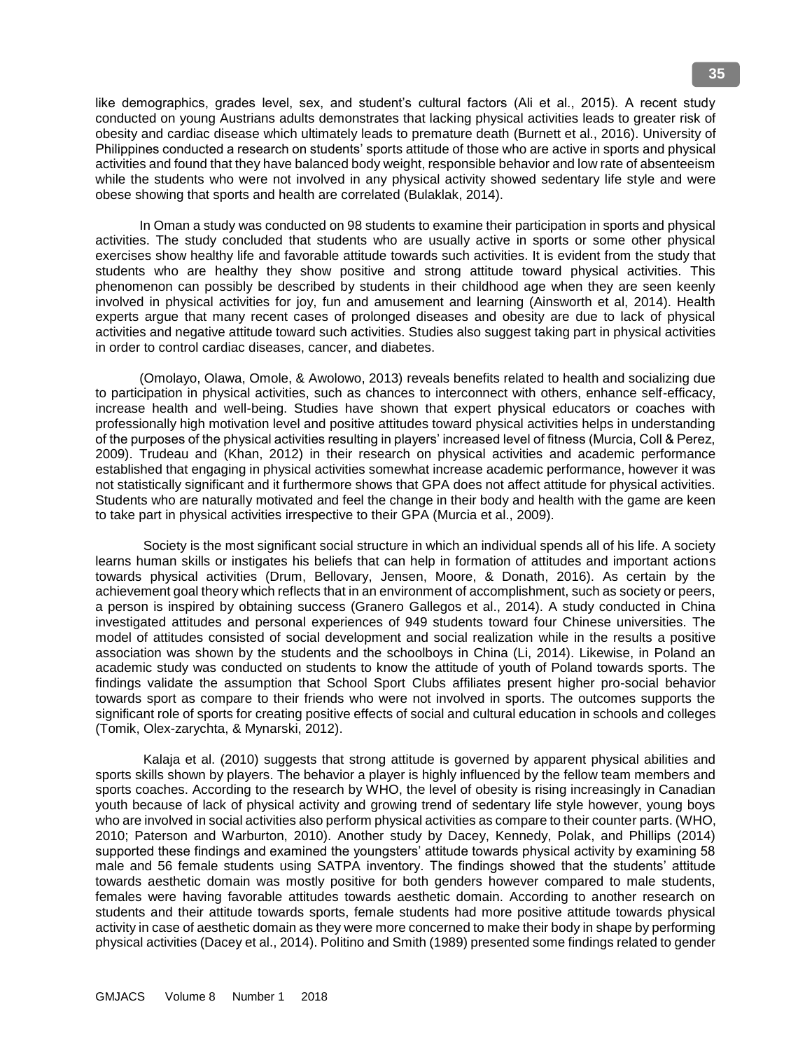like demographics, grades level, sex, and student's cultural factors (Ali et al., 2015). A recent study conducted on young Austrians adults demonstrates that lacking physical activities leads to greater risk of obesity and cardiac disease which ultimately leads to premature death (Burnett et al., 2016). University of Philippines conducted a research on students' sports attitude of those who are active in sports and physical activities and found that they have balanced body weight, responsible behavior and low rate of absenteeism while the students who were not involved in any physical activity showed sedentary life style and were obese showing that sports and health are correlated (Bulaklak, 2014).

In Oman a study was conducted on 98 students to examine their participation in sports and physical activities. The study concluded that students who are usually active in sports or some other physical exercises show healthy life and favorable attitude towards such activities. It is evident from the study that students who are healthy they show positive and strong attitude toward physical activities. This phenomenon can possibly be described by students in their childhood age when they are seen keenly involved in physical activities for joy, fun and amusement and learning (Ainsworth et al, 2014). Health experts argue that many recent cases of prolonged diseases and obesity are due to lack of physical activities and negative attitude toward such activities. Studies also suggest taking part in physical activities in order to control cardiac diseases, cancer, and diabetes.

(Omolayo, Olawa, Omole, & Awolowo, 2013) reveals benefits related to health and socializing due to participation in physical activities, such as chances to interconnect with others, enhance self-efficacy, increase health and well-being. Studies have shown that expert physical educators or coaches with professionally high motivation level and positive attitudes toward physical activities helps in understanding of the purposes of the physical activities resulting in players' increased level of fitness (Murcia, Coll & Perez, 2009). Trudeau and (Khan, 2012) in their research on physical activities and academic performance established that engaging in physical activities somewhat increase academic performance, however it was not statistically significant and it furthermore shows that GPA does not affect attitude for physical activities. Students who are naturally motivated and feel the change in their body and health with the game are keen to take part in physical activities irrespective to their GPA (Murcia et al., 2009).

Society is the most significant social structure in which an individual spends all of his life. A society learns human skills or instigates his beliefs that can help in formation of attitudes and important actions towards physical activities (Drum, Bellovary, Jensen, Moore, & Donath, 2016). As certain by the achievement goal theory which reflects that in an environment of accomplishment, such as society or peers, a person is inspired by obtaining success (Granero Gallegos et al., 2014). A study conducted in China investigated attitudes and personal experiences of 949 students toward four Chinese universities. The model of attitudes consisted of social development and social realization while in the results a positive association was shown by the students and the schoolboys in China (Li, 2014). Likewise, in Poland an academic study was conducted on students to know the attitude of youth of Poland towards sports. The findings validate the assumption that School Sport Clubs affiliates present higher pro-social behavior towards sport as compare to their friends who were not involved in sports. The outcomes supports the significant role of sports for creating positive effects of social and cultural education in schools and colleges (Tomik, Olex-zarychta, & Mynarski, 2012).

Kalaja et al. (2010) suggests that strong attitude is governed by apparent physical abilities and sports skills shown by players. The behavior a player is highly influenced by the fellow team members and sports coaches. According to the research by WHO, the level of obesity is rising increasingly in Canadian youth because of lack of physical activity and growing trend of sedentary life style however, young boys who are involved in social activities also perform physical activities as compare to their counter parts. (WHO, 2010; Paterson and Warburton, 2010). Another study by Dacey, Kennedy, Polak, and Phillips (2014) supported these findings and examined the youngsters' attitude towards physical activity by examining 58 male and 56 female students using SATPA inventory. The findings showed that the students' attitude towards aesthetic domain was mostly positive for both genders however compared to male students, females were having favorable attitudes towards aesthetic domain. According to another research on students and their attitude towards sports, female students had more positive attitude towards physical activity in case of aesthetic domain as they were more concerned to make their body in shape by performing physical activities (Dacey et al., 2014). Politino and Smith (1989) presented some findings related to gender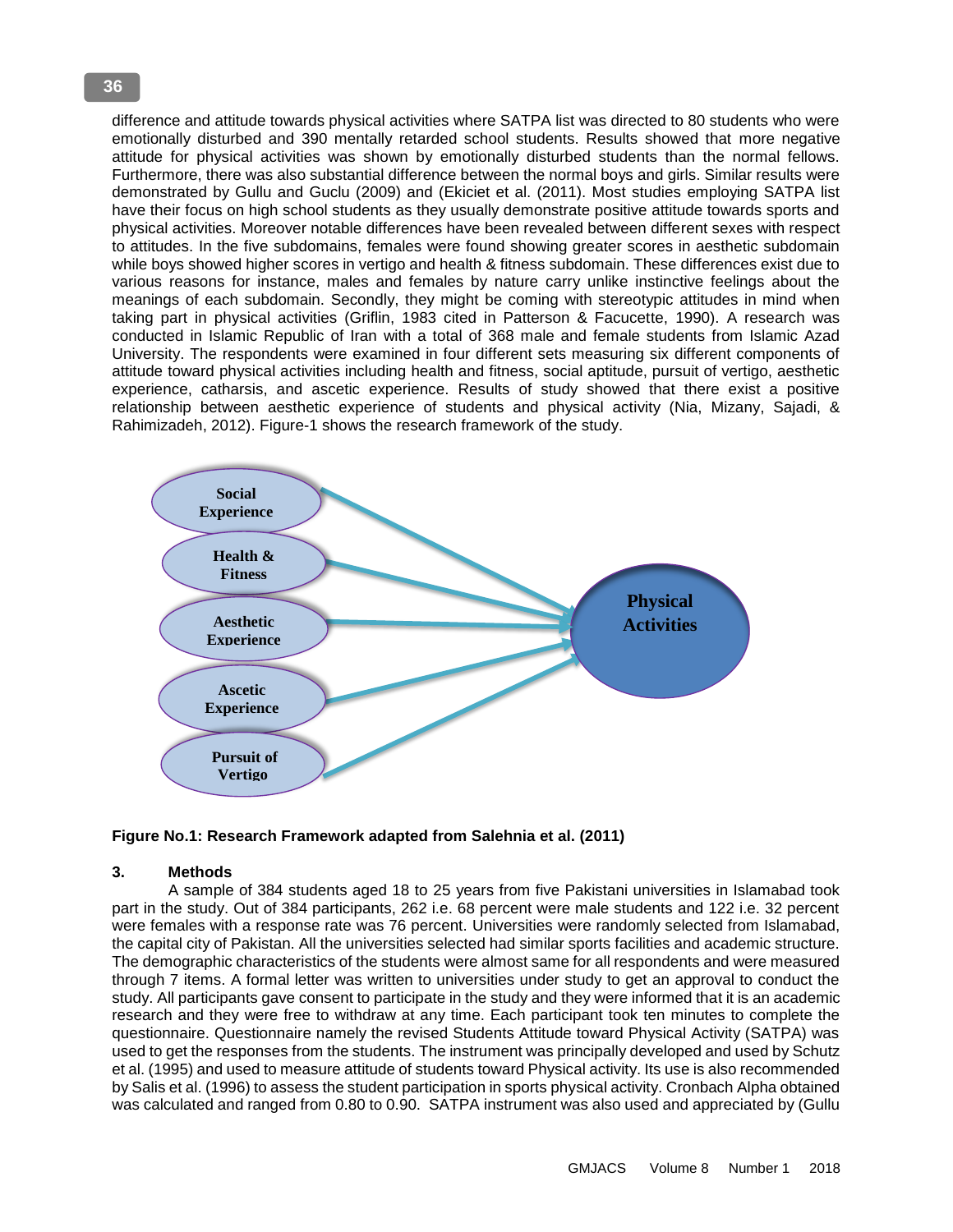difference and attitude towards physical activities where SATPA list was directed to 80 students who were emotionally disturbed and 390 mentally retarded school students. Results showed that more negative attitude for physical activities was shown by emotionally disturbed students than the normal fellows. Furthermore, there was also substantial difference between the normal boys and girls. Similar results were demonstrated by Gullu and Guclu (2009) and (Ekiciet et al. (2011). Most studies employing SATPA list have their focus on high school students as they usually demonstrate positive attitude towards sports and physical activities. Moreover notable differences have been revealed between different sexes with respect to attitudes. In the five subdomains, females were found showing greater scores in aesthetic subdomain while boys showed higher scores in vertigo and health & fitness subdomain. These differences exist due to various reasons for instance, males and females by nature carry unlike instinctive feelings about the meanings of each subdomain. Secondly, they might be coming with stereotypic attitudes in mind when taking part in physical activities (Griflin, 1983 cited in Patterson & Facucette, 1990). A research was conducted in Islamic Republic of Iran with a total of 368 male and female students from Islamic Azad University. The respondents were examined in four different sets measuring six different components of attitude toward physical activities including health and fitness, social aptitude, pursuit of vertigo, aesthetic experience, catharsis, and ascetic experience. Results of study showed that there exist a positive relationship between aesthetic experience of students and physical activity (Nia, Mizany, Sajadi, & Rahimizadeh, 2012). Figure-1 shows the research framework of the study.

Social Experience → Physical Activities
Health & Fitness → Physical Activities
Aesthetic Experience → Physical Activities
Ascetic Experience → Physical Activities
Pursuit of Vertigo → Physical Activities

**Figure No.1: Research Framework adapted from Salehnia et al. (2011)**

## 3. Methods

A sample of 384 students aged 18 to 25 years from five Pakistani universities in Islamabad took part in the study. Out of 384 participants, 262 i.e. 68 percent were male students and 122 i.e. 32 percent were females with a response rate was 76 percent. Universities were randomly selected from Islamabad, the capital city of Pakistan. All the universities selected had similar sports facilities and academic structure. The demographic characteristics of the students were almost same for all respondents and were measured through 7 items. A formal letter was written to universities under study to get an approval to conduct the study. All participants gave consent to participate in the study and they were informed that it is an academic research and they were free to withdraw at any time. Each participant took ten minutes to complete the questionnaire. Questionnaire namely the revised Students Attitude toward Physical Activity (SATPA) was used to get the responses from the students. The instrument was principally developed and used by Schutz et al. (1995) and used to measure attitude of students toward Physical activity. Its use is also recommended by Salis et al. (1996) to assess the student participation in sports physical activity. Cronbach Alpha obtained was calculated and ranged from 0.80 to 0.90. SATPA instrument was also used and appreciated by (Gullu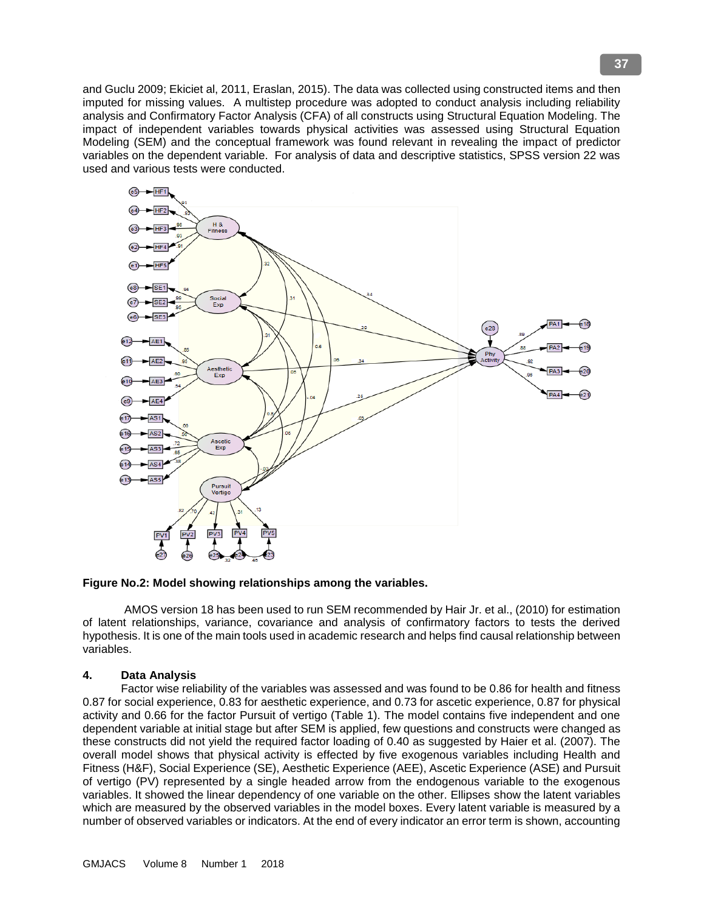and Guclu 2009; Ekiciet al, 2011, Eraslan, 2015). The data was collected using constructed items and then imputed for missing values. A multistep procedure was adopted to conduct analysis including reliability analysis and Confirmatory Factor Analysis (CFA) of all constructs using Structural Equation Modeling. The impact of independent variables towards physical activities was assessed using Structural Equation Modeling (SEM) and the conceptual framework was found relevant in revealing the impact of predictor variables on the dependent variable. For analysis of data and descriptive statistics, SPSS version 22 was used and various tests were conducted.

**Figure No.2: Model showing relationships among the variables.**

AMOS version 18 has been used to run SEM recommended by Hair Jr. et al., (2010) for estimation of latent relationships, variance, covariance and analysis of confirmatory factors to tests the derived hypothesis. It is one of the main tools used in academic research and helps find causal relationship between variables.

## 4. Data Analysis

Factor wise reliability of the variables was assessed and was found to be 0.86 for health and fitness 0.87 for social experience, 0.83 for aesthetic experience, and 0.73 for ascetic experience, 0.87 for physical activity and 0.66 for the factor Pursuit of vertigo (Table 1). The model contains five independent and one dependent variable at initial stage but after SEM is applied, few questions and constructs were changed as these constructs did not yield the required factor loading of 0.40 as suggested by Haier et al. (2007). The overall model shows that physical activity is effected by five exogenous variables including Health and Fitness (H&F), Social Experience (SE), Aesthetic Experience (AEE), Ascetic Experience (ASE) and Pursuit of vertigo (PV) represented by a single headed arrow from the endogenous variable to the exogenous variables. It showed the linear dependency of one variable on the other. Ellipses show the latent variables which are measured by the observed variables in the model boxes. Every latent variable is measured by a number of observed variables or indicators. At the end of every indicator an error term is shown, accounting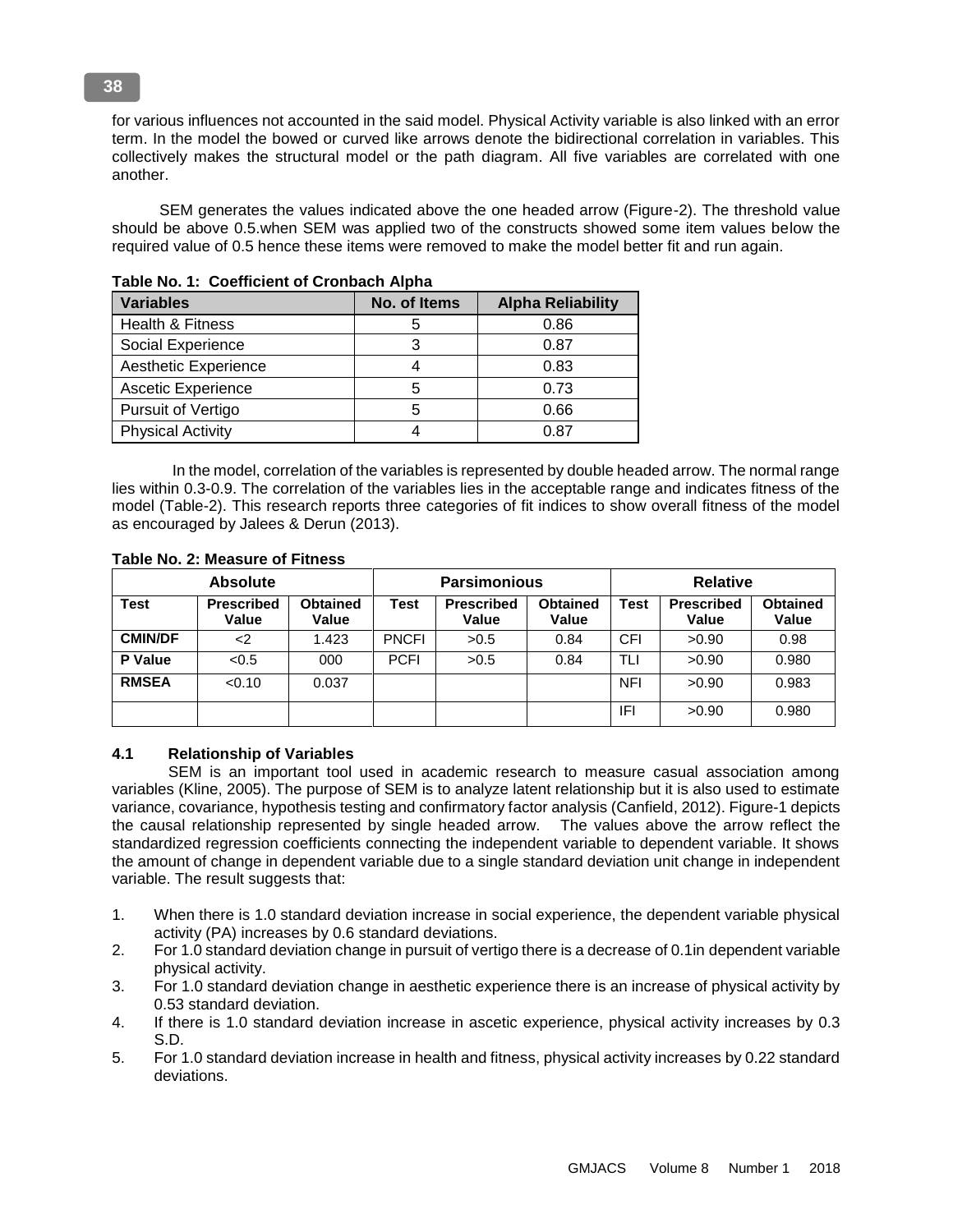for various influences not accounted in the said model. Physical Activity variable is also linked with an error term. In the model the bowed or curved like arrows denote the bidirectional correlation in variables. This collectively makes the structural model or the path diagram. All five variables are correlated with one another.

SEM generates the values indicated above the one headed arrow (Figure-2). The threshold value should be above 0.5.when SEM was applied two of the constructs showed some item values below the required value of 0.5 hence these items were removed to make the model better fit and run again.

**Table No. 1: Coefficient of Cronbach Alpha**

| Variables | No. of Items | Alpha Reliability |
|---|---|---|
| Health & Fitness | 5 | 0.86 |
| Social Experience | 3 | 0.87 |
| Aesthetic Experience | 4 | 0.83 |
| Ascetic Experience | 5 | 0.73 |
| Pursuit of Vertigo | 5 | 0.66 |
| Physical Activity | 4 | 0.87 |

In the model, correlation of the variables is represented by double headed arrow. The normal range lies within 0.3-0.9. The correlation of the variables lies in the acceptable range and indicates fitness of the model (Table-2). This research reports three categories of fit indices to show overall fitness of the model as encouraged by Jalees & Derun (2013).

**Table No. 2: Measure of Fitness**

| Absolute | | | Parsimonious | | | Relative | | |
|---|---|---|---|---|---|---|---|---|
| **Test** | **Prescribed Value** | **Obtained Value** | **Test** | **Prescribed Value** | **Obtained Value** | **Test** | **Prescribed Value** | **Obtained Value** |
| **CMIN/DF** | <2 | 1.423 | PNCFI | >0.5 | 0.84 | CFI | >0.90 | 0.98 |
| **P Value** | <0.5 | 000 | PCFI | >0.5 | 0.84 | TLI | >0.90 | 0.980 |
| **RMSEA** | <0.10 | 0.037 | | | | NFI | >0.90 | 0.983 |
| | | | | | | IFI | >0.90 | 0.980 |

### 4.1 Relationship of Variables

SEM is an important tool used in academic research to measure casual association among variables (Kline, 2005). The purpose of SEM is to analyze latent relationship but it is also used to estimate variance, covariance, hypothesis testing and confirmatory factor analysis (Canfield, 2012). Figure-1 depicts the causal relationship represented by single headed arrow. The values above the arrow reflect the standardized regression coefficients connecting the independent variable to dependent variable. It shows the amount of change in dependent variable due to a single standard deviation unit change in independent variable. The result suggests that:

1. When there is 1.0 standard deviation increase in social experience, the dependent variable physical activity (PA) increases by 0.6 standard deviations.
2. For 1.0 standard deviation change in pursuit of vertigo there is a decrease of 0.1in dependent variable physical activity.
3. For 1.0 standard deviation change in aesthetic experience there is an increase of physical activity by 0.53 standard deviation.
4. If there is 1.0 standard deviation increase in ascetic experience, physical activity increases by 0.3 S.D.
5. For 1.0 standard deviation increase in health and fitness, physical activity increases by 0.22 standard deviations.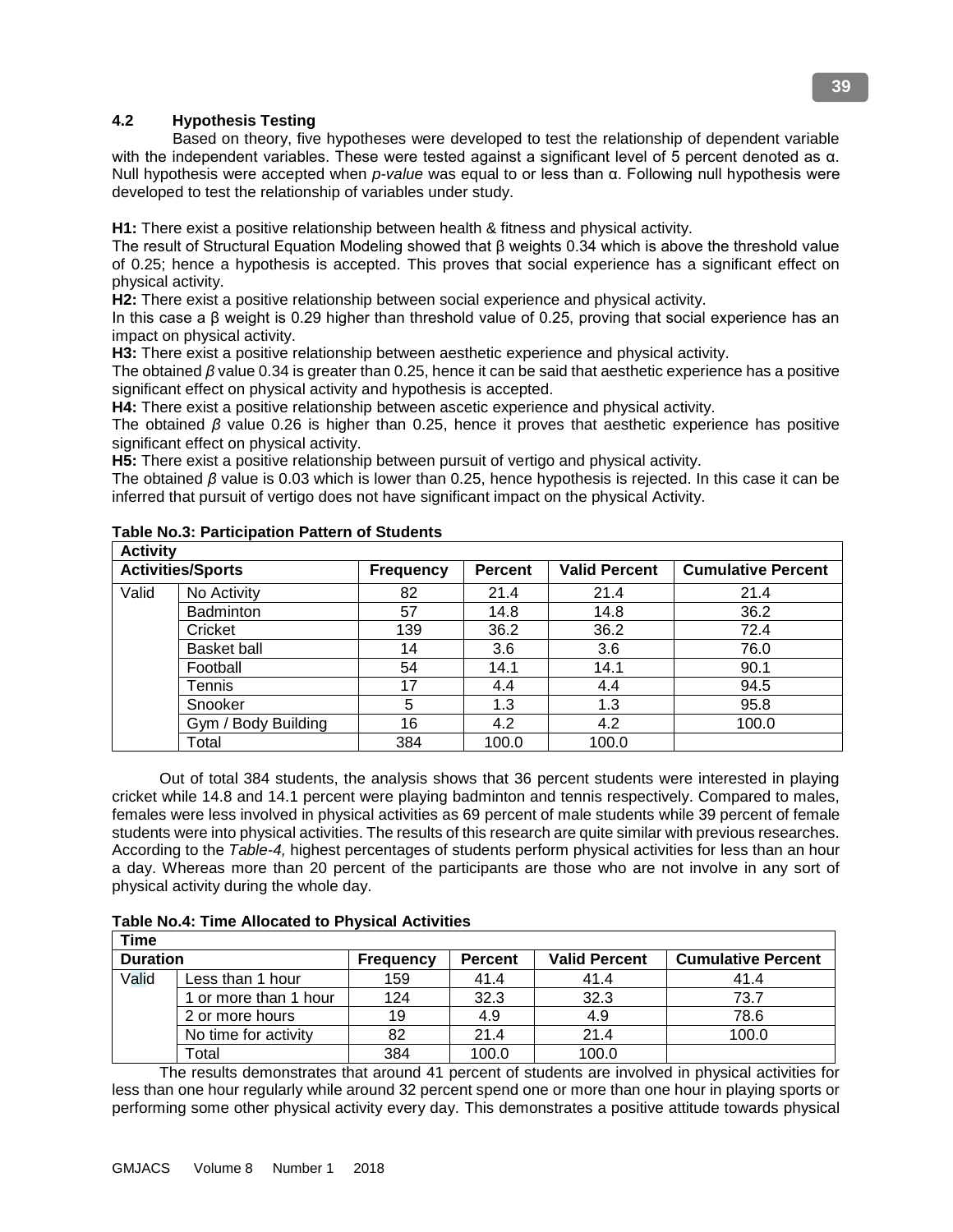### 4.2 Hypothesis Testing

Based on theory, five hypotheses were developed to test the relationship of dependent variable with the independent variables. These were tested against a significant level of 5 percent denoted as α. Null hypothesis were accepted when *p-value* was equal to or less than α. Following null hypothesis were developed to test the relationship of variables under study.

**H1:** There exist a positive relationship between health & fitness and physical activity.
The result of Structural Equation Modeling showed that β weights 0.34 which is above the threshold value of 0.25; hence a hypothesis is accepted. This proves that social experience has a significant effect on physical activity.
**H2:** There exist a positive relationship between social experience and physical activity.
In this case a β weight is 0.29 higher than threshold value of 0.25, proving that social experience has an impact on physical activity.
**H3:** There exist a positive relationship between aesthetic experience and physical activity.
The obtained *β* value 0.34 is greater than 0.25, hence it can be said that aesthetic experience has a positive significant effect on physical activity and hypothesis is accepted.
**H4:** There exist a positive relationship between ascetic experience and physical activity.
The obtained *β* value 0.26 is higher than 0.25, hence it proves that aesthetic experience has positive significant effect on physical activity.
**H5:** There exist a positive relationship between pursuit of vertigo and physical activity.
The obtained *β* value is 0.03 which is lower than 0.25, hence hypothesis is rejected. In this case it can be inferred that pursuit of vertigo does not have significant impact on the physical Activity.

**Table No.3: Participation Pattern of Students**

| Activity | | | | | |
|---|---|---|---|---|---|
| **Activities/Sports** | | **Frequency** | **Percent** | **Valid Percent** | **Cumulative Percent** |
| Valid | No Activity | 82 | 21.4 | 21.4 | 21.4 |
| | Badminton | 57 | 14.8 | 14.8 | 36.2 |
| | Cricket | 139 | 36.2 | 36.2 | 72.4 |
| | Basket ball | 14 | 3.6 | 3.6 | 76.0 |
| | Football | 54 | 14.1 | 14.1 | 90.1 |
| | Tennis | 17 | 4.4 | 4.4 | 94.5 |
| | Snooker | 5 | 1.3 | 1.3 | 95.8 |
| | Gym / Body Building | 16 | 4.2 | 4.2 | 100.0 |
| | Total | 384 | 100.0 | 100.0 | |

Out of total 384 students, the analysis shows that 36 percent students were interested in playing cricket while 14.8 and 14.1 percent were playing badminton and tennis respectively. Compared to males, females were less involved in physical activities as 69 percent of male students while 39 percent of female students were into physical activities. The results of this research are quite similar with previous researches. According to the *Table-4,* highest percentages of students perform physical activities for less than an hour a day. Whereas more than 20 percent of the participants are those who are not involve in any sort of physical activity during the whole day.

**Table No.4: Time Allocated to Physical Activities**

| Time | | | | | |
|---|---|---|---|---|---|
| **Duration** | | **Frequency** | **Percent** | **Valid Percent** | **Cumulative Percent** |
| Valid | Less than 1 hour | 159 | 41.4 | 41.4 | 41.4 |
| | 1 or more than 1 hour | 124 | 32.3 | 32.3 | 73.7 |
| | 2 or more hours | 19 | 4.9 | 4.9 | 78.6 |
| | No time for activity | 82 | 21.4 | 21.4 | 100.0 |
| | Total | 384 | 100.0 | 100.0 | |

The results demonstrates that around 41 percent of students are involved in physical activities for less than one hour regularly while around 32 percent spend one or more than one hour in playing sports or performing some other physical activity every day. This demonstrates a positive attitude towards physical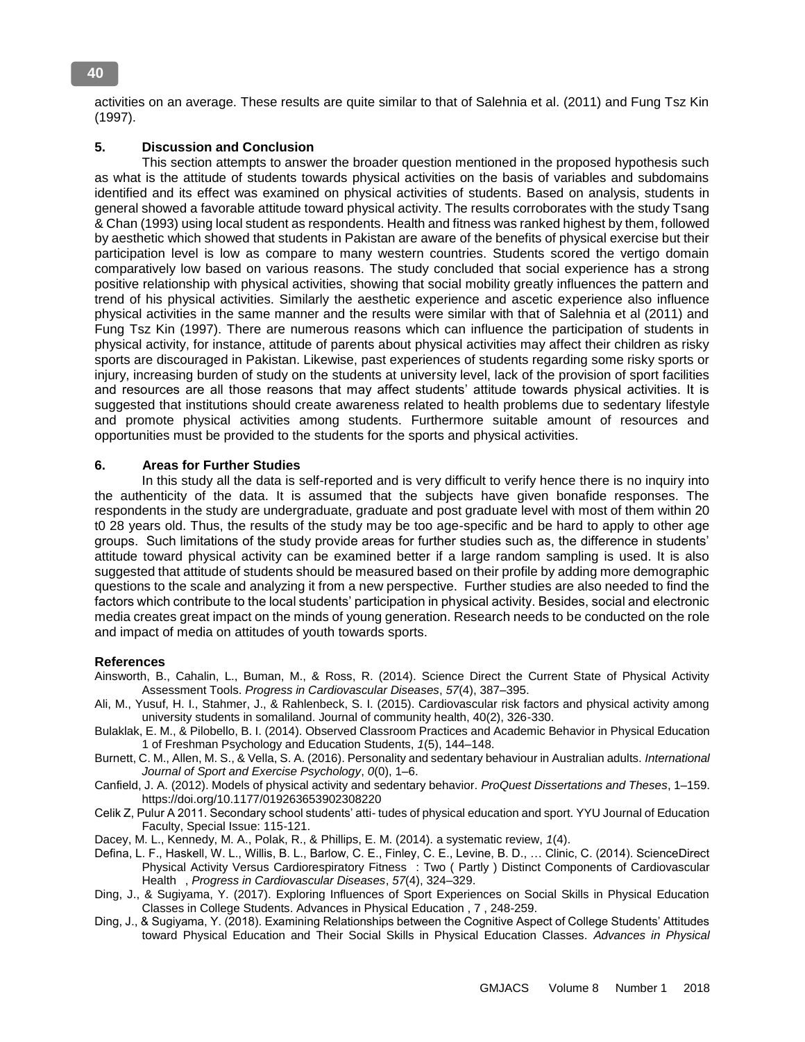activities on an average. These results are quite similar to that of Salehnia et al. (2011) and Fung Tsz Kin (1997).

## 5. Discussion and Conclusion

This section attempts to answer the broader question mentioned in the proposed hypothesis such as what is the attitude of students towards physical activities on the basis of variables and subdomains identified and its effect was examined on physical activities of students. Based on analysis, students in general showed a favorable attitude toward physical activity. The results corroborates with the study Tsang & Chan (1993) using local student as respondents. Health and fitness was ranked highest by them, followed by aesthetic which showed that students in Pakistan are aware of the benefits of physical exercise but their participation level is low as compare to many western countries. Students scored the vertigo domain comparatively low based on various reasons. The study concluded that social experience has a strong positive relationship with physical activities, showing that social mobility greatly influences the pattern and trend of his physical activities. Similarly the aesthetic experience and ascetic experience also influence physical activities in the same manner and the results were similar with that of Salehnia et al (2011) and Fung Tsz Kin (1997). There are numerous reasons which can influence the participation of students in physical activity, for instance, attitude of parents about physical activities may affect their children as risky sports are discouraged in Pakistan. Likewise, past experiences of students regarding some risky sports or injury, increasing burden of study on the students at university level, lack of the provision of sport facilities and resources are all those reasons that may affect students' attitude towards physical activities. It is suggested that institutions should create awareness related to health problems due to sedentary lifestyle and promote physical activities among students. Furthermore suitable amount of resources and opportunities must be provided to the students for the sports and physical activities.

## 6. Areas for Further Studies

In this study all the data is self-reported and is very difficult to verify hence there is no inquiry into the authenticity of the data. It is assumed that the subjects have given bonafide responses. The respondents in the study are undergraduate, graduate and post graduate level with most of them within 20 t0 28 years old. Thus, the results of the study may be too age-specific and be hard to apply to other age groups. Such limitations of the study provide areas for further studies such as, the difference in students' attitude toward physical activity can be examined better if a large random sampling is used. It is also suggested that attitude of students should be measured based on their profile by adding more demographic questions to the scale and analyzing it from a new perspective. Further studies are also needed to find the factors which contribute to the local students' participation in physical activity. Besides, social and electronic media creates great impact on the minds of young generation. Research needs to be conducted on the role and impact of media on attitudes of youth towards sports.

## References

Ainsworth, B., Cahalin, L., Buman, M., & Ross, R. (2014). Science Direct the Current State of Physical Activity Assessment Tools. *Progress in Cardiovascular Diseases*, *57*(4), 387–395.

Ali, M., Yusuf, H. I., Stahmer, J., & Rahlenbeck, S. I. (2015). Cardiovascular risk factors and physical activity among university students in somaliland. Journal of community health, 40(2), 326-330.

Bulaklak, E. M., & Pilobello, B. I. (2014). Observed Classroom Practices and Academic Behavior in Physical Education 1 of Freshman Psychology and Education Students, *1*(5), 144–148.

Burnett, C. M., Allen, M. S., & Vella, S. A. (2016). Personality and sedentary behaviour in Australian adults. *International Journal of Sport and Exercise Psychology*, *0*(0), 1–6.

Canfield, J. A. (2012). Models of physical activity and sedentary behavior. *ProQuest Dissertations and Theses*, 1–159. https://doi.org/10.1177/019263653902308220

Celik Z, Pulur A 2011. Secondary school students' atti- tudes of physical education and sport. YYU Journal of Education Faculty, Special Issue: 115-121.

Dacey, M. L., Kennedy, M. A., Polak, R., & Phillips, E. M. (2014). a systematic review, *1*(4).

Defina, L. F., Haskell, W. L., Willis, B. L., Barlow, C. E., Finley, C. E., Levine, B. D., … Clinic, C. (2014). ScienceDirect Physical Activity Versus Cardiorespiratory Fitness : Two ( Partly ) Distinct Components of Cardiovascular Health , *Progress in Cardiovascular Diseases*, *57*(4), 324–329.

Ding, J., & Sugiyama, Y. (2017). Exploring Influences of Sport Experiences on Social Skills in Physical Education Classes in College Students. Advances in Physical Education , 7 , 248-259.

Ding, J., & Sugiyama, Y. (2018). Examining Relationships between the Cognitive Aspect of College Students' Attitudes toward Physical Education and Their Social Skills in Physical Education Classes. *Advances in Physical*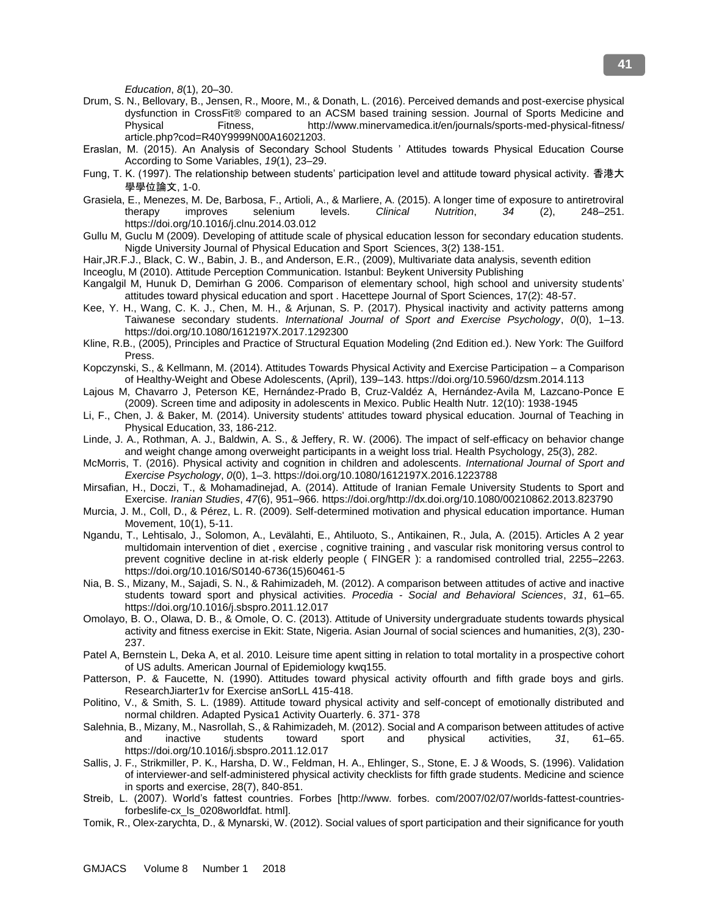*Education*, *8*(1), 20–30.

Drum, S. N., Bellovary, B., Jensen, R., Moore, M., & Donath, L. (2016). Perceived demands and post-exercise physical dysfunction in CrossFit® compared to an ACSM based training session. Journal of Sports Medicine and Physical Fitness, http://www.minervamedica.it/en/journals/sports-med-physical-fitness/article.php?cod=R40Y9999N00A16021203.

Eraslan, M. (2015). An Analysis of Secondary School Students ' Attitudes towards Physical Education Course According to Some Variables, *19*(1), 23–29.

Fung, T. K. (1997). The relationship between students' participation level and attitude toward physical activity. 香港大學學位論文, 1-0.

Grasiela, E., Menezes, M. De, Barbosa, F., Artioli, A., & Marliere, A. (2015). A longer time of exposure to antiretroviral therapy improves selenium levels. *Clinical Nutrition*, *34* (2), 248–251. https://doi.org/10.1016/j.clnu.2014.03.012

Gullu M, Guclu M (2009). Developing of attitude scale of physical education lesson for secondary education students. Nigde University Journal of Physical Education and Sport Sciences, 3(2) 138-151.

Hair,JR.F.J., Black, C. W., Babin, J. B., and Anderson, E.R., (2009), Multivariate data analysis, seventh edition

Inceoglu, M (2010). Attitude Perception Communication. Istanbul: Beykent University Publishing

Kangalgil M, Hunuk D, Demirhan G 2006. Comparison of elementary school, high school and university students' attitudes toward physical education and sport . Hacettepe Journal of Sport Sciences, 17(2): 48-57.

Kee, Y. H., Wang, C. K. J., Chen, M. H., & Arjunan, S. P. (2017). Physical inactivity and activity patterns among Taiwanese secondary students. *International Journal of Sport and Exercise Psychology*, *0*(0), 1–13. https://doi.org/10.1080/1612197X.2017.1292300

Kline, R.B., (2005), Principles and Practice of Structural Equation Modeling (2nd Edition ed.). New York: The Guilford Press.

Kopczynski, S., & Kellmann, M. (2014). Attitudes Towards Physical Activity and Exercise Participation – a Comparison of Healthy-Weight and Obese Adolescents, (April), 139–143. https://doi.org/10.5960/dzsm.2014.113

Lajous M, Chavarro J, Peterson KE, Hernández-Prado B, Cruz-Valdéz A, Hernández-Avila M, Lazcano-Ponce E (2009). Screen time and adiposity in adolescents in Mexico. Public Health Nutr. 12(10): 1938-1945

Li, F., Chen, J. & Baker, M. (2014). University students' attitudes toward physical education. Journal of Teaching in Physical Education, 33, 186-212.

Linde, J. A., Rothman, A. J., Baldwin, A. S., & Jeffery, R. W. (2006). The impact of self-efficacy on behavior change and weight change among overweight participants in a weight loss trial. Health Psychology, 25(3), 282.

McMorris, T. (2016). Physical activity and cognition in children and adolescents. *International Journal of Sport and Exercise Psychology*, *0*(0), 1–3. https://doi.org/10.1080/1612197X.2016.1223788

Mirsafian, H., Doczi, T., & Mohamadinejad, A. (2014). Attitude of Iranian Female University Students to Sport and Exercise. *Iranian Studies*, *47*(6), 951–966. https://doi.org/http://dx.doi.org/10.1080/00210862.2013.823790

Murcia, J. M., Coll, D., & Pérez, L. R. (2009). Self-determined motivation and physical education importance. Human Movement, 10(1), 5-11.

Ngandu, T., Lehtisalo, J., Solomon, A., Levälahti, E., Ahtiluoto, S., Antikainen, R., Jula, A. (2015). Articles A 2 year multidomain intervention of diet , exercise , cognitive training , and vascular risk monitoring versus control to prevent cognitive decline in at-risk elderly people ( FINGER ): a randomised controlled trial, 2255–2263. https://doi.org/10.1016/S0140-6736(15)60461-5

Nia, B. S., Mizany, M., Sajadi, S. N., & Rahimizadeh, M. (2012). A comparison between attitudes of active and inactive students toward sport and physical activities. *Procedia - Social and Behavioral Sciences*, *31*, 61–65. https://doi.org/10.1016/j.sbspro.2011.12.017

Omolayo, B. O., Olawa, D. B., & Omole, O. C. (2013). Attitude of University undergraduate students towards physical activity and fitness exercise in Ekit: State, Nigeria. Asian Journal of social sciences and humanities, 2(3), 230-237.

Patel A, Bernstein L, Deka A, et al. 2010. Leisure time apent sitting in relation to total mortality in a prospective cohort of US adults. American Journal of Epidemiology kwq155.

Patterson, P. & Faucette, N. (1990). Attitudes toward physical activity offourth and fifth grade boys and girls. ResearchJiarter1v for Exercise anSorLL 415-418.

Politino, V., & Smith, S. L. (1989). Attitude toward physical activity and self-concept of emotionally distributed and normal children. Adapted Pysica1 Activity Ouarterly. 6. 371- 378

Salehnia, B., Mizany, M., Nasrollah, S., & Rahimizadeh, M. (2012). Social and A comparison between attitudes of active and inactive students toward sport and physical activities, *31*, 61–65. https://doi.org/10.1016/j.sbspro.2011.12.017

Sallis, J. F., Strikmiller, P. K., Harsha, D. W., Feldman, H. A., Ehlinger, S., Stone, E. J & Woods, S. (1996). Validation of interviewer-and self-administered physical activity checklists for fifth grade students. Medicine and science in sports and exercise, 28(7), 840-851.

Streib, L. (2007). World's fattest countries. Forbes [http://www. forbes. com/2007/02/07/worlds-fattest-countries-forbeslife-cx_ls_0208worldfat. html].

Tomik, R., Olex-zarychta, D., & Mynarski, W. (2012). Social values of sport participation and their significance for youth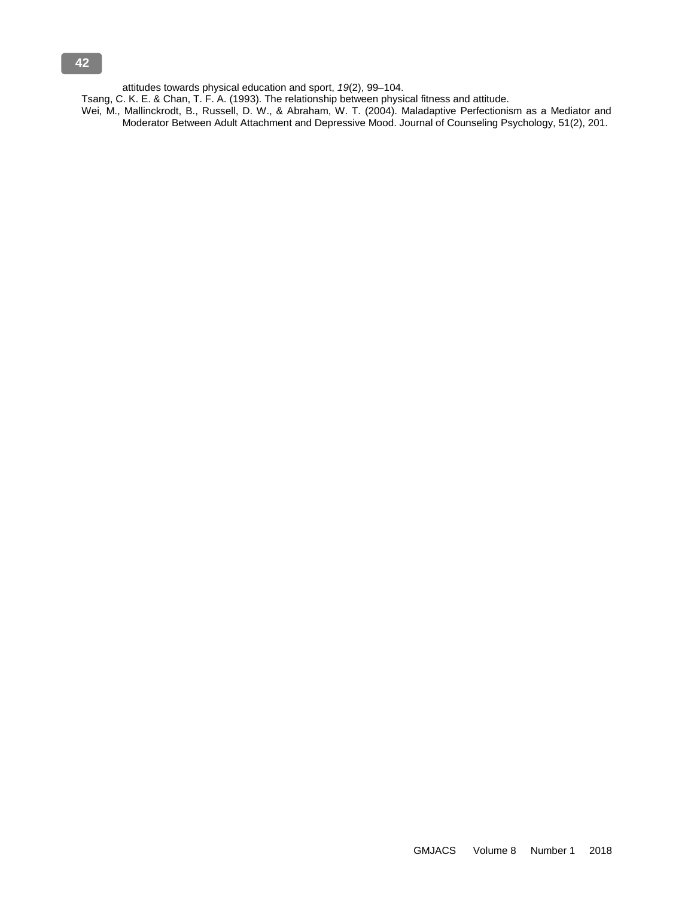attitudes towards physical education and sport, *19*(2), 99–104.

Tsang, C. K. E. & Chan, T. F. A. (1993). The relationship between physical fitness and attitude.

Wei, M., Mallinckrodt, B., Russell, D. W., & Abraham, W. T. (2004). Maladaptive Perfectionism as a Mediator and Moderator Between Adult Attachment and Depressive Mood. Journal of Counseling Psychology, 51(2), 201.